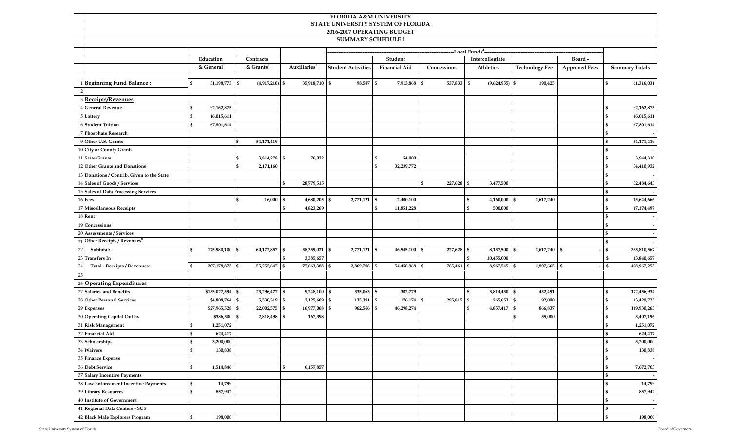# FLORIDA A&M UNIVERSITY
## STATE UNIVERSITY SYSTEM OF FLORIDA
## 2016-2017 OPERATING BUDGET
## SUMMARY SCHEDULE I

| | | Education & General[1] | Contracts & Grants[2] | Auxiliaries[3] | Local Funds[4] | | | | | | Summary Totals |
|---|---|---|---|---|---|---|---|---|---|---|---|
| | | | | | Student Activities | Student Financial Aid | Concessions | Intercollegiate Athletics | Technology Fee | Board - Approved Fees | |
| 1 | **Beginning Fund Balance :** | $ 31,198,773 | $ (4,917,210) | $ 35,918,710 | $ 98,587 | $ 7,913,868 | $ 537,833 | $ (9,624,955) | $ 190,425 | | $ 61,316,031 |
| 2 | | | | | | | | | | | |
| 3 | **Receipts/Revenues** | | | | | | | | | | |
| 4 | General Revenue | $ 92,162,875 | | | | | | | | | $ 92,162,875 |
| 5 | Lottery | $ 16,015,611 | | | | | | | | | $ 16,015,611 |
| 6 | Student Tuition | $ 67,801,614 | | | | | | | | | $ 67,801,614 |
| 7 | Phosphate Research | | | | | | | | | | $ - |
| 9 | Other U.S. Grants | | $ 54,171,419 | | | | | | | | $ 54,171,419 |
| 10 | City or County Grants | | | | | | | | | | $ - |
| 11 | State Grants | | $ 3,814,278 | $ 76,032 | | $ 54,000 | | | | | $ 3,944,310 |
| 12 | Other Grants and Donations | | $ 2,171,160 | | | $ 32,239,772 | | | | | $ 34,410,932 |
| 13 | Donations / Contrib. Given to the State | | | | | | | | | | $ - |
| 14 | Sales of Goods / Services | | | $ 28,779,515 | | | $ 227,628 | $ 3,477,500 | | | $ 32,484,643 |
| 15 | Sales of Data Processing Services | | | | | | | | | | $ - |
| 16 | Fees | | $ 16,000 | $ 4,680,205 | $ 2,771,121 | $ 2,400,100 | | $ 4,160,000 | $ 1,617,240 | | $ 15,644,666 |
| 17 | Miscellaneous Receipts | | | $ 4,823,269 | | $ 11,851,228 | | $ 500,000 | | | $ 17,174,497 |
| 18 | Rent | | | | | | | | | | $ - |
| 19 | Concessions | | | | | | | | | | $ - |
| 20 | Assessments / Services | | | | | | | | | | $ - |
| 21 | Other Receipts / Revenues[6] | | | | | | | | | | $ - |
| 22 | Subtotal: | $ 175,980,100 | $ 60,172,857 | $ 38,359,021 | $ 2,771,121 | $ 46,545,100 | $ 227,628 | $ 8,137,500 | $ 1,617,240 | $ - | $ 333,810,567 |
| 23 | Transfers In | | | $ 3,385,657 | | | | $ 10,455,000 | | | $ 13,840,657 |
| 24 | Total - Receipts / Revenues: | $ 207,178,873 | $ 55,255,647 | $ 77,663,388 | $ 2,869,708 | $ 54,458,968 | $ 765,461 | $ 8,967,545 | $ 1,807,665 | $ - | $ 408,967,255 |
| 25 | | | | | | | | | | | |
| 26 | **Operating Expenditures** | | | | | | | | | | |
| 27 | Salaries and Benefits | $135,027,594 | $ 23,296,477 | $ 9,248,100 | $ 335,063 | $ 302,779 | | $ 3,814,430 | $ 432,491 | | $ 172,456,934 |
| 28 | Other Personal Services | $4,808,764 | $ 5,530,319 | $ 2,125,609 | $ 135,391 | $ 176,174 | $ 295,815 | $ 265,653 | $ 92,000 | | $ 13,429,725 |
| 29 | Expenses | $27,965,528 | $ 22,002,575 | $ 16,977,068 | $ 962,566 | $ 46,298,274 | | $ 4,857,417 | $ 866,837 | | $ 119,930,265 |
| 30 | Operating Capital Outlay | $386,300 | $ 2,818,498 | $ 167,398 | | | | | $ 35,000 | | $ 3,407,196 |
| 31 | Risk Management | $ 1,251,072 | | | | | | | | | $ 1,251,072 |
| 32 | Financial Aid | $ 624,417 | | | | | | | | | $ 624,417 |
| 33 | Scholarships | $ 3,200,000 | | | | | | | | | $ 3,200,000 |
| 34 | Waivers | $ 130,838 | | | | | | | | | $ 130,838 |
| 35 | Finance Expense | | | | | | | | | | $ - |
| 36 | Debt Service | $ 1,514,846 | | $ 6,157,857 | | | | | | | $ 7,672,703 |
| 37 | Salary Incentive Payments | | | | | | | | | | $ - |
| 38 | Law Enforcement Incentive Payments | $ 14,799 | | | | | | | | | $ 14,799 |
| 39 | Library Resources | $ 857,942 | | | | | | | | | $ 857,942 |
| 40 | Institute of Government | | | | | | | | | | $ - |
| 41 | Regional Data Centers - SUS | | | | | | | | | | $ - |
| 42 | Black Male Explorers Program | $ 198,000 | | | | | | | | | $ 198,000 |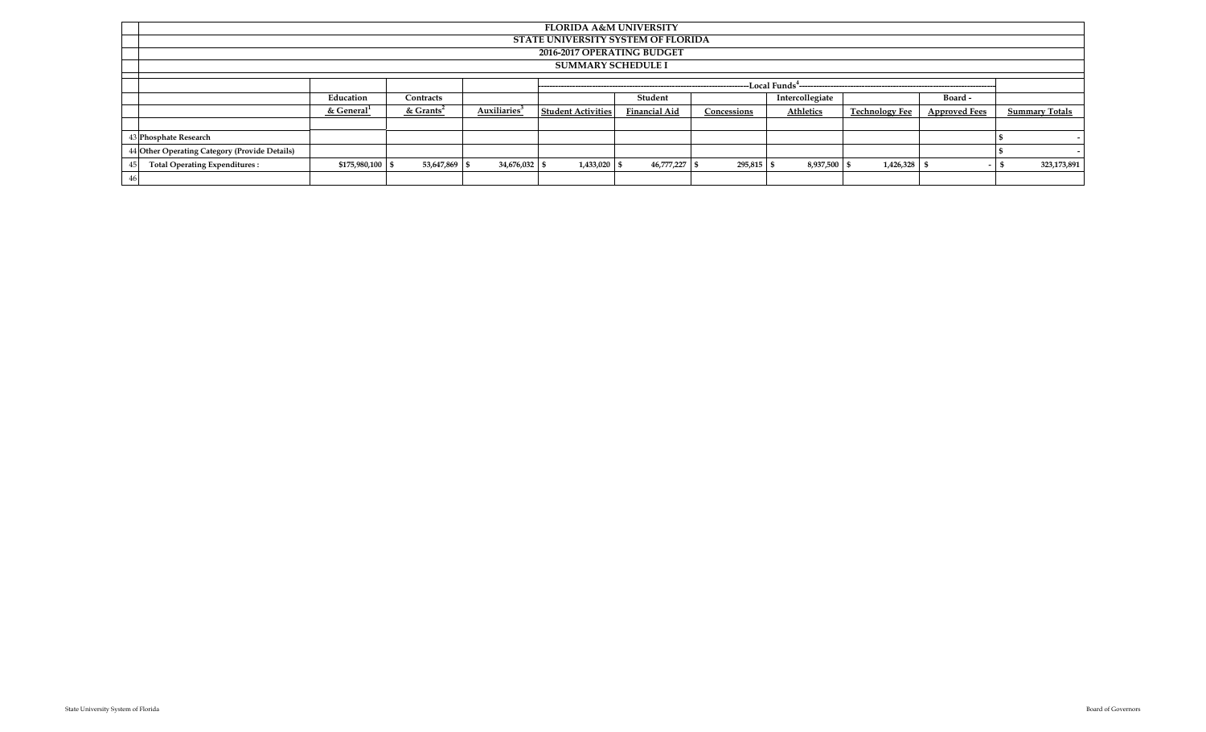| | | FLORIDA A&M UNIVERSITY<br>STATE UNIVERSITY SYSTEM OF FLORIDA<br>2016-2017 OPERATING BUDGET<br>SUMMARY SCHEDULE I | | | | | | | | | |
|---|---|---|---|---|---|---|---|---|---|---|---|
| | | | | | Local Funds[4] | | | | | | |
| | | Education & General[1] | Contracts & Grants[2] | Auxiliaries[3] | Student Activities | Student Financial Aid | Concessions | Intercollegiate Athletics | Technology Fee | Board - Approved Fees | Summary Totals |
| 43 | Phosphate Research | | | | | | | | | | $ - |
| 44 | Other Operating Category (Provide Details) | | | | | | | | | | $ - |
| 45 | **Total Operating Expenditures :** | $175,980,100 | $ 53,647,869 | $ 34,676,032 | $ 1,433,020 | $ 46,777,227 | $ 295,815 | $ 8,937,500 | $ 1,426,328 | $ - | $ 323,173,891 |
| 46 | | | | | | | | | | | |

State University System of Florida

Board of Governors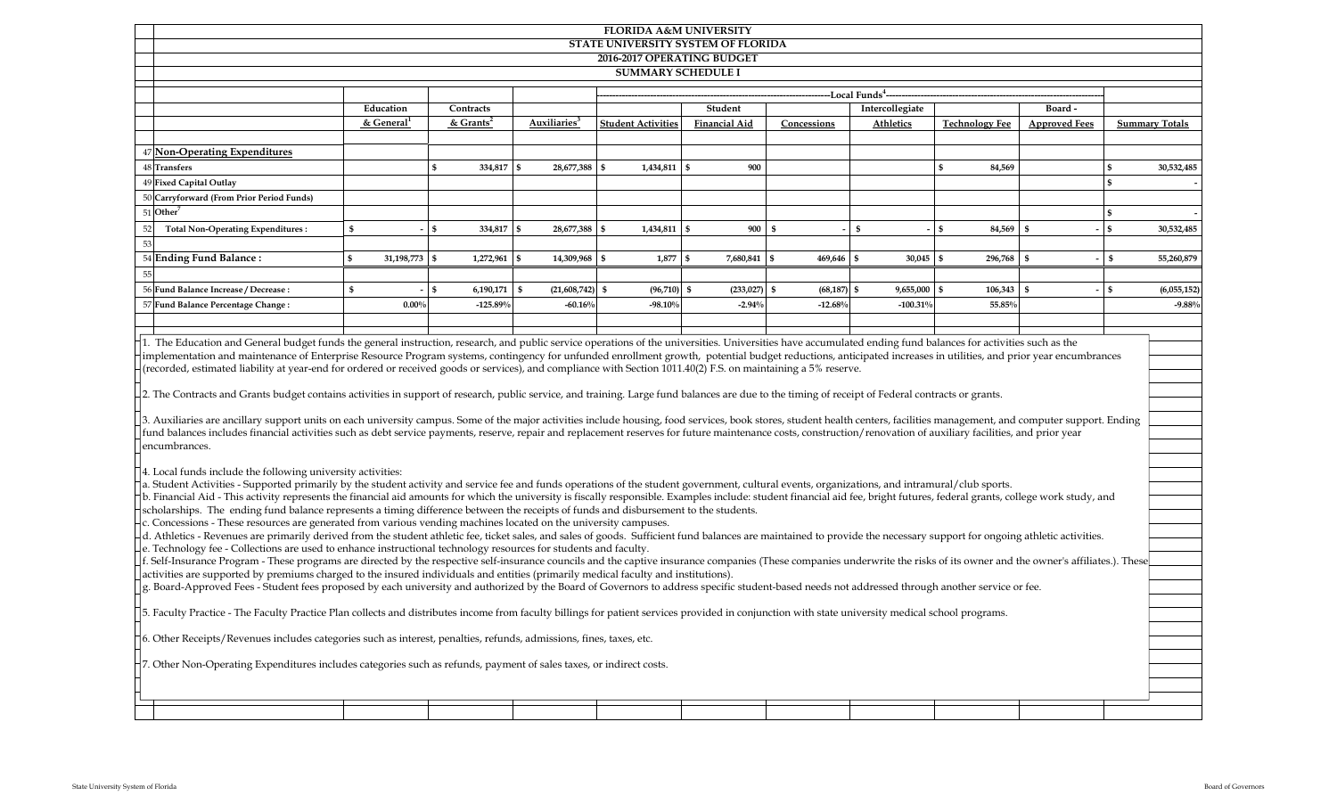**FLORIDA A&M UNIVERSITY**
**STATE UNIVERSITY SYSTEM OF FLORIDA**
**2016-2017 OPERATING BUDGET**
**SUMMARY SCHEDULE I**

| | | | | | | Local Funds[4] | | | | | |
|---|---|---|---|---|---|---|---|---|---|---|---|
| | | Education & General[1] | Contracts & Grants[2] | Auxiliaries[3] | Student Activities | Student Financial Aid | Concessions | Intercollegiate Athletics | Technology Fee | Board - Approved Fees | Summary Totals |
| 47 | **Non-Operating Expenditures** | | | | | | | | | | |
| 48 | Transfers | | $ 334,817 | $ 28,677,388 | $ 1,434,811 | $ 900 | | | $ 84,569 | | $ 30,532,485 |
| 49 | Fixed Capital Outlay | | | | | | | | | | $ - |
| 50 | Carryforward (From Prior Period Funds) | | | | | | | | | | |
| 51 | Other[7] | | | | | | | | | | $ - |
| 52 | Total Non-Operating Expenditures : | $ - | $ 334,817 | $ 28,677,388 | $ 1,434,811 | $ 900 | $ - | $ - | $ 84,569 | $ - | $ 30,532,485 |
| 53 | | | | | | | | | | | |
| 54 | **Ending Fund Balance :** | $ 31,198,773 | $ 1,272,961 | $ 14,309,968 | $ 1,877 | $ 7,680,841 | $ 469,646 | $ 30,045 | $ 296,768 | $ - | $ 55,260,879 |
| 55 | | | | | | | | | | | |
| 56 | Fund Balance Increase / Decrease : | $ - | $ 6,190,171 | $ (21,608,742) | $ (96,710) | $ (233,027) | $ (68,187) | $ 9,655,000 | $ 106,343 | $ - | $ (6,055,152) |
| 57 | Fund Balance Percentage Change : | 0.00% | -125.89% | -60.16% | -98.10% | -2.94% | -12.68% | -100.31% | 55.85% | | -9.88% |

1. The Education and General budget funds the general instruction, research, and public service operations of the universities. Universities have accumulated ending fund balances for activities such as the implementation and maintenance of Enterprise Resource Program systems, contingency for unfunded enrollment growth, potential budget reductions, anticipated increases in utilities, and prior year encumbrances (recorded, estimated liability at year-end for ordered or received goods or services), and compliance with Section 1011.40(2) F.S. on maintaining a 5% reserve.

2. The Contracts and Grants budget contains activities in support of research, public service, and training. Large fund balances are due to the timing of receipt of Federal contracts or grants.

3. Auxiliaries are ancillary support units on each university campus. Some of the major activities include housing, food services, book stores, student health centers, facilities management, and computer support. Ending fund balances includes financial activities such as debt service payments, reserve, repair and replacement reserves for future maintenance costs, construction/renovation of auxiliary facilities, and prior year encumbrances.

4. Local funds include the following university activities:
a. Student Activities - Supported primarily by the student activity and service fee and funds operations of the student government, cultural events, organizations, and intramural/club sports.
b. Financial Aid - This activity represents the financial aid amounts for which the university is fiscally responsible. Examples include: student financial aid fee, bright futures, federal grants, college work study, and scholarships. The ending fund balance represents a timing difference between the receipts of funds and disbursement to the students.
c. Concessions - These resources are generated from various vending machines located on the university campuses.
d. Athletics - Revenues are primarily derived from the student athletic fee, ticket sales, and sales of goods. Sufficient fund balances are maintained to provide the necessary support for ongoing athletic activities.
e. Technology fee - Collections are used to enhance instructional technology resources for students and faculty.
f. Self-Insurance Program - These programs are directed by the respective self-insurance councils and the captive insurance companies (These companies underwrite the risks of its owner and the owner's affiliates.). These activities are supported by premiums charged to the insured individuals and entities (primarily medical faculty and institutions).
g. Board-Approved Fees - Student fees proposed by each university and authorized by the Board of Governors to address specific student-based needs not addressed through another service or fee.

5. Faculty Practice - The Faculty Practice Plan collects and distributes income from faculty billings for patient services provided in conjunction with state university medical school programs.

6. Other Receipts/Revenues includes categories such as interest, penalties, refunds, admissions, fines, taxes, etc.

7. Other Non-Operating Expenditures includes categories such as refunds, payment of sales taxes, or indirect costs.